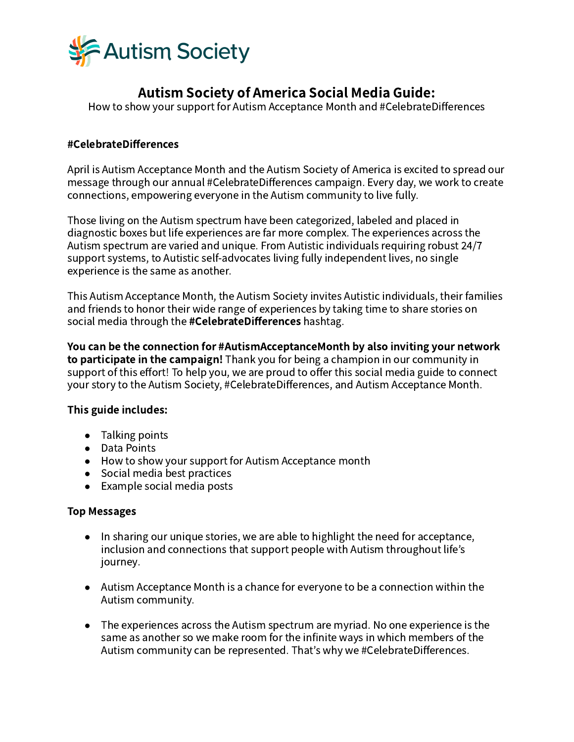Autism Society

# Autism Society of America Social Media Guide:

How to show your support for Autism Acceptance Month and #CelebrateDifferences

**#CelebrateDifferences**

April is Autism Acceptance Month and the Autism Society of America is excited to spread our message through our annual #CelebrateDifferences campaign. Every day, we work to create connections, empowering everyone in the Autism community to live fully.

Those living on the Autism spectrum have been categorized, labeled and placed in diagnostic boxes but life experiences are far more complex. The experiences across the Autism spectrum are varied and unique. From Autistic individuals requiring robust 24/7 support systems, to Autistic self-advocates living fully independent lives, no single experience is the same as another.

This Autism Acceptance Month, the Autism Society invites Autistic individuals, their families and friends to honor their wide range of experiences by taking time to share stories on social media through the **#CelebrateDifferences** hashtag.

**You can be the connection for #AutismAcceptanceMonth by also inviting your network to participate in the campaign!** Thank you for being a champion in our community in support of this effort! To help you, we are proud to offer this social media guide to connect your story to the Autism Society, #CelebrateDifferences, and Autism Acceptance Month.

**This guide includes:**

- Talking points
- Data Points
- How to show your support for Autism Acceptance month
- Social media best practices
- Example social media posts

**Top Messages**

- In sharing our unique stories, we are able to highlight the need for acceptance, inclusion and connections that support people with Autism throughout life's journey.
- Autism Acceptance Month is a chance for everyone to be a connection within the Autism community.
- The experiences across the Autism spectrum are myriad. No one experience is the same as another so we make room for the infinite ways in which members of the Autism community can be represented. That's why we #CelebrateDifferences.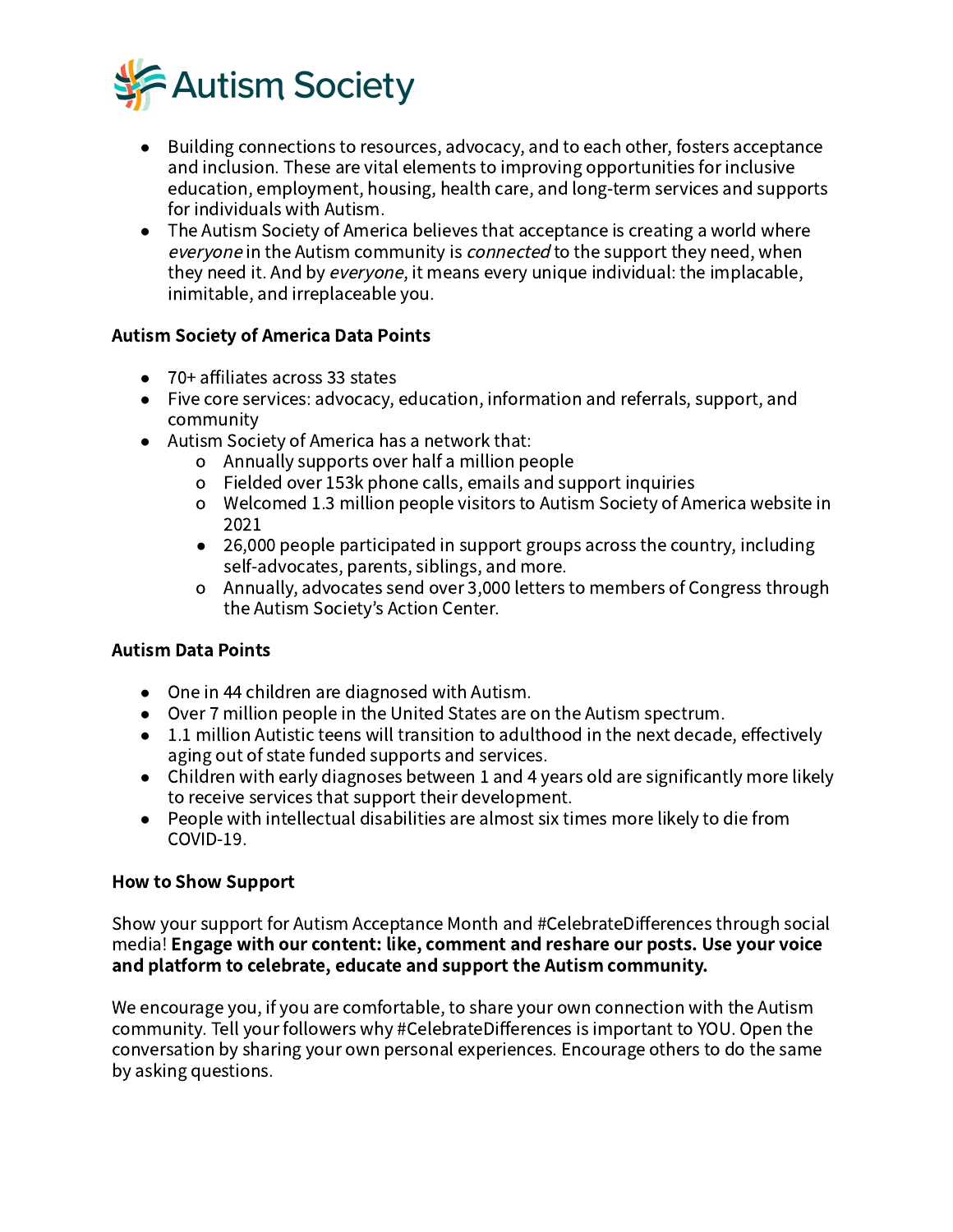- Building connections to resources, advocacy, and to each other, fosters acceptance and inclusion. These are vital elements to improving opportunities for inclusive education, employment, housing, health care, and long-term services and supports for individuals with Autism.
- The Autism Society of America believes that acceptance is creating a world where *everyone* in the Autism community is *connected* to the support they need, when they need it. And by *everyone*, it means every unique individual: the implacable, inimitable, and irreplaceable you.

**Autism Society of America Data Points**

- 70+ affiliates across 33 states
- Five core services: advocacy, education, information and referrals, support, and community
- Autism Society of America has a network that:
  - Annually supports over half a million people
  - Fielded over 153k phone calls, emails and support inquiries
  - Welcomed 1.3 million people visitors to Autism Society of America website in 2021
  - 26,000 people participated in support groups across the country, including self-advocates, parents, siblings, and more.
  - Annually, advocates send over 3,000 letters to members of Congress through the Autism Society's Action Center.

**Autism Data Points**

- One in 44 children are diagnosed with Autism.
- Over 7 million people in the United States are on the Autism spectrum.
- 1.1 million Autistic teens will transition to adulthood in the next decade, effectively aging out of state funded supports and services.
- Children with early diagnoses between 1 and 4 years old are significantly more likely to receive services that support their development.
- People with intellectual disabilities are almost six times more likely to die from COVID-19.

**How to Show Support**

Show your support for Autism Acceptance Month and #CelebrateDifferences through social media! **Engage with our content: like, comment and reshare our posts. Use your voice and platform to celebrate, educate and support the Autism community.**

We encourage you, if you are comfortable, to share your own connection with the Autism community. Tell your followers why #CelebrateDifferences is important to YOU. Open the conversation by sharing your own personal experiences. Encourage others to do the same by asking questions.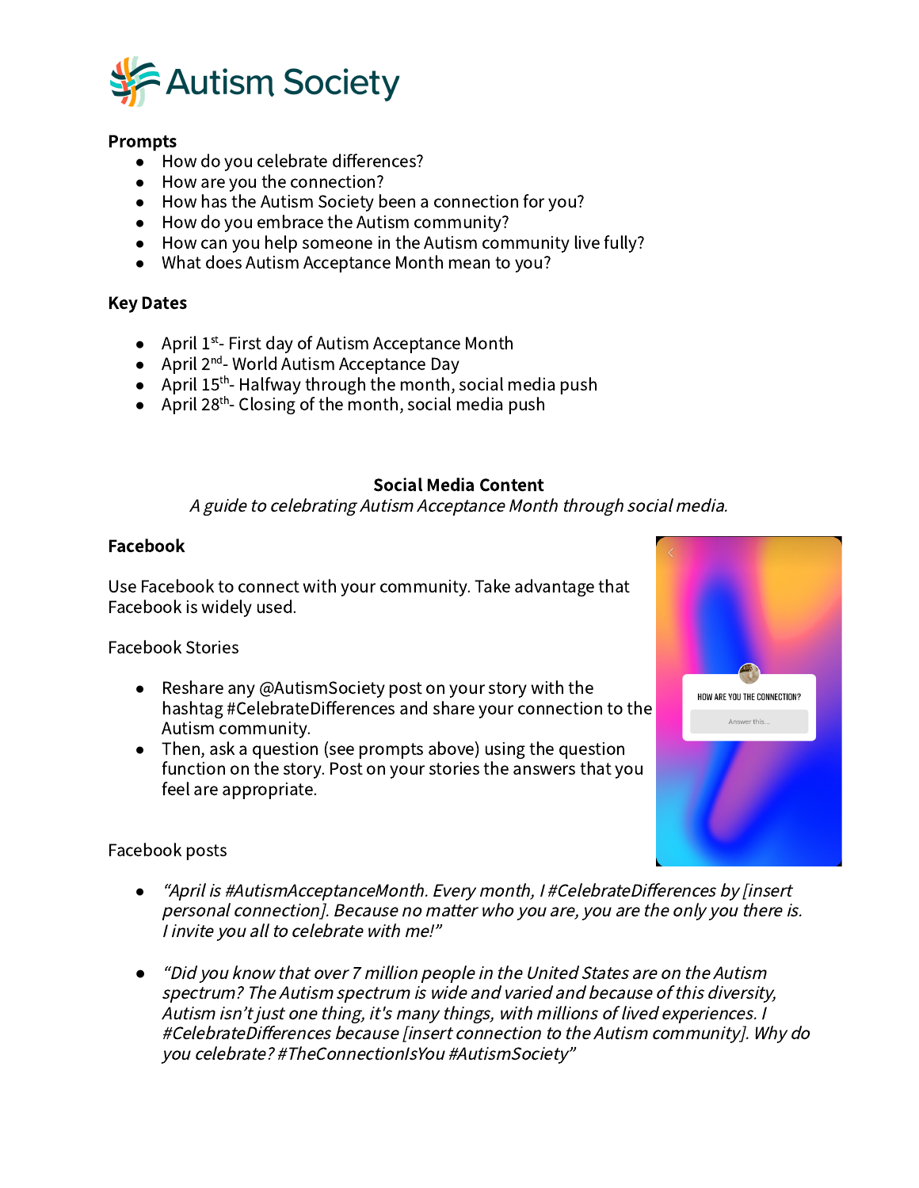**Prompts**

- How do you celebrate differences?
- How are you the connection?
- How has the Autism Society been a connection for you?
- How do you embrace the Autism community?
- How can you help someone in the Autism community live fully?
- What does Autism Acceptance Month mean to you?

**Key Dates**

- April 1st- First day of Autism Acceptance Month
- April 2nd- World Autism Acceptance Day
- April 15th- Halfway through the month, social media push
- April 28th- Closing of the month, social media push

## Social Media Content

*A guide to celebrating Autism Acceptance Month through social media.*

### Facebook

Use Facebook to connect with your community. Take advantage that Facebook is widely used.

Facebook Stories

- Reshare any @AutismSociety post on your story with the hashtag #CelebrateDifferences and share your connection to the Autism community.
- Then, ask a question (see prompts above) using the question function on the story. Post on your stories the answers that you feel are appropriate.

Facebook posts

- *"April is #AutismAcceptanceMonth. Every month, I #CelebrateDifferences by [insert personal connection]. Because no matter who you are, you are the only you there is. I invite you all to celebrate with me!"*

- *"Did you know that over 7 million people in the United States are on the Autism spectrum? The Autism spectrum is wide and varied and because of this diversity, Autism isn't just one thing, it's many things, with millions of lived experiences. I #CelebrateDifferences because [insert connection to the Autism community]. Why do you celebrate? #TheConnectionIsYou #AutismSociety"*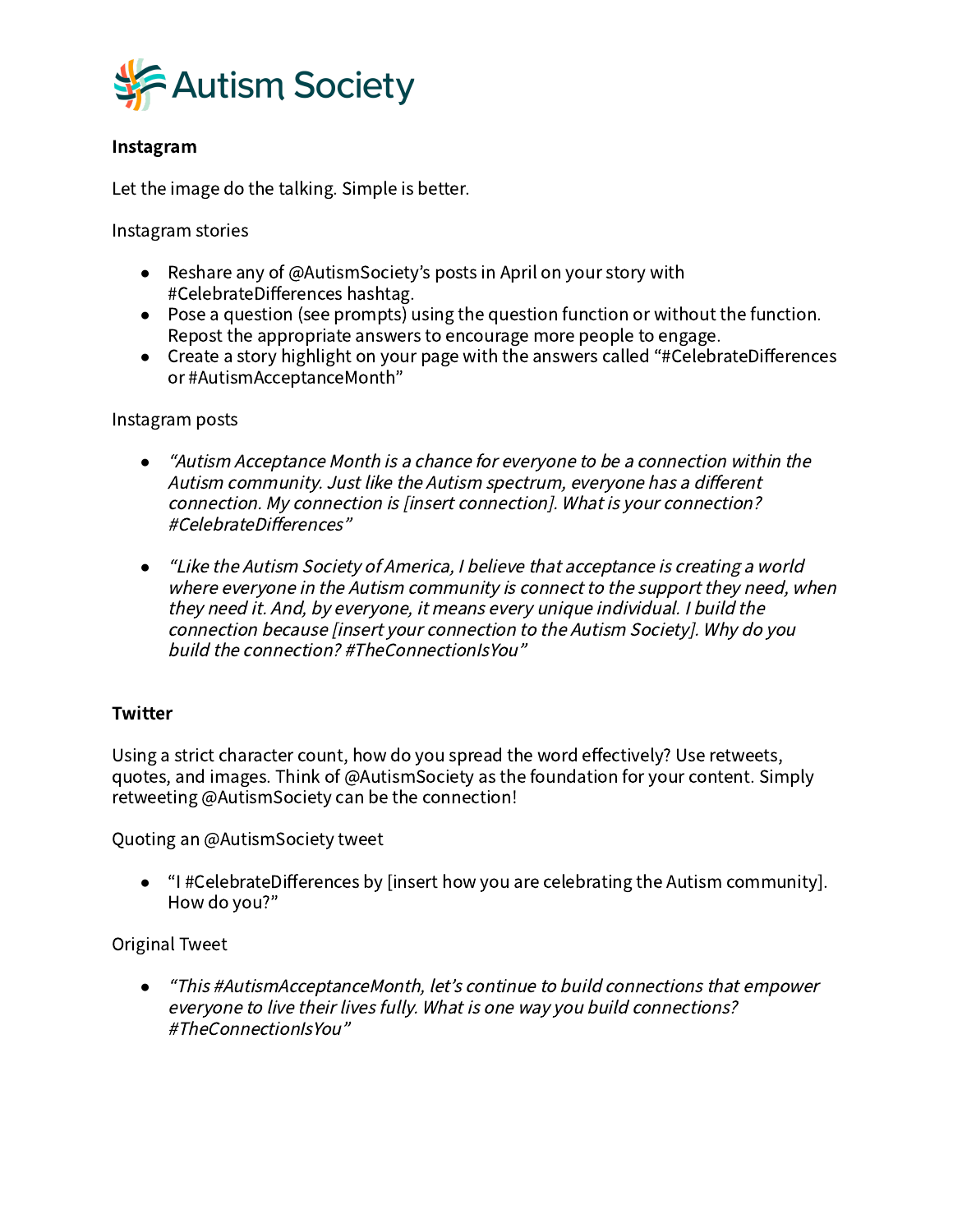Autism Society

**Instagram**

Let the image do the talking. Simple is better.

Instagram stories

- Reshare any of @AutismSociety's posts in April on your story with #CelebrateDifferences hashtag.
- Pose a question (see prompts) using the question function or without the function. Repost the appropriate answers to encourage more people to engage.
- Create a story highlight on your page with the answers called "#CelebrateDifferences or #AutismAcceptanceMonth"

Instagram posts

- *"Autism Acceptance Month is a chance for everyone to be a connection within the Autism community. Just like the Autism spectrum, everyone has a different connection. My connection is [insert connection]. What is your connection? #CelebrateDifferences"*

- *"Like the Autism Society of America, I believe that acceptance is creating a world where everyone in the Autism community is connect to the support they need, when they need it. And, by everyone, it means every unique individual. I build the connection because [insert your connection to the Autism Society]. Why do you build the connection? #TheConnectionIsYou"*

**Twitter**

Using a strict character count, how do you spread the word effectively? Use retweets, quotes, and images. Think of @AutismSociety as the foundation for your content. Simply retweeting @AutismSociety can be the connection!

Quoting an @AutismSociety tweet

- "I #CelebrateDifferences by [insert how you are celebrating the Autism community]. How do you?"

Original Tweet

- *"This #AutismAcceptanceMonth, let's continue to build connections that empower everyone to live their lives fully. What is one way you build connections? #TheConnectionIsYou"*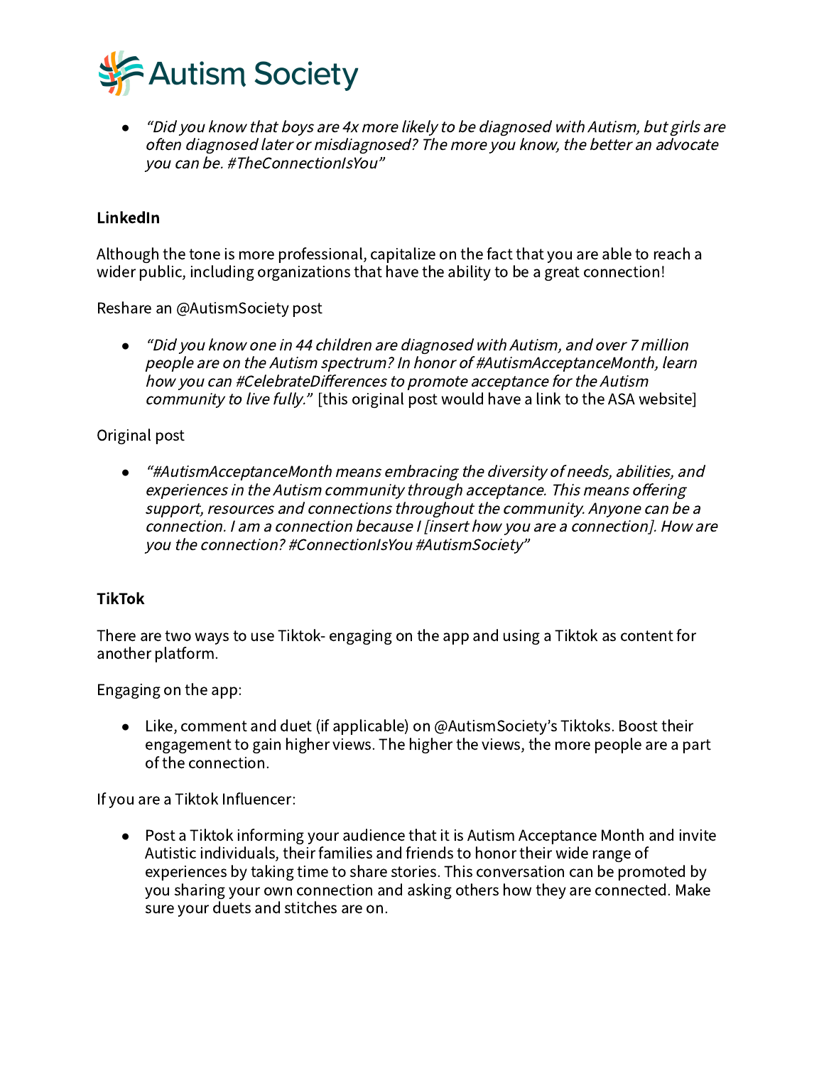- *"Did you know that boys are 4x more likely to be diagnosed with Autism, but girls are often diagnosed later or misdiagnosed? The more you know, the better an advocate you can be. #TheConnectionIsYou"*

**LinkedIn**

Although the tone is more professional, capitalize on the fact that you are able to reach a wider public, including organizations that have the ability to be a great connection!

Reshare an @AutismSociety post

- *"Did you know one in 44 children are diagnosed with Autism, and over 7 million people are on the Autism spectrum? In honor of #AutismAcceptanceMonth, learn how you can #CelebrateDifferences to promote acceptance for the Autism community to live fully."* [this original post would have a link to the ASA website]

Original post

- *"#AutismAcceptanceMonth means embracing the diversity of needs, abilities, and experiences in the Autism community through acceptance. This means offering support, resources and connections throughout the community. Anyone can be a connection. I am a connection because I [insert how you are a connection]. How are you the connection? #ConnectionIsYou #AutismSociety"*

**TikTok**

There are two ways to use Tiktok- engaging on the app and using a Tiktok as content for another platform.

Engaging on the app:

- Like, comment and duet (if applicable) on @AutismSociety's Tiktoks. Boost their engagement to gain higher views. The higher the views, the more people are a part of the connection.

If you are a Tiktok Influencer:

- Post a Tiktok informing your audience that it is Autism Acceptance Month and invite Autistic individuals, their families and friends to honor their wide range of experiences by taking time to share stories. This conversation can be promoted by you sharing your own connection and asking others how they are connected. Make sure your duets and stitches are on.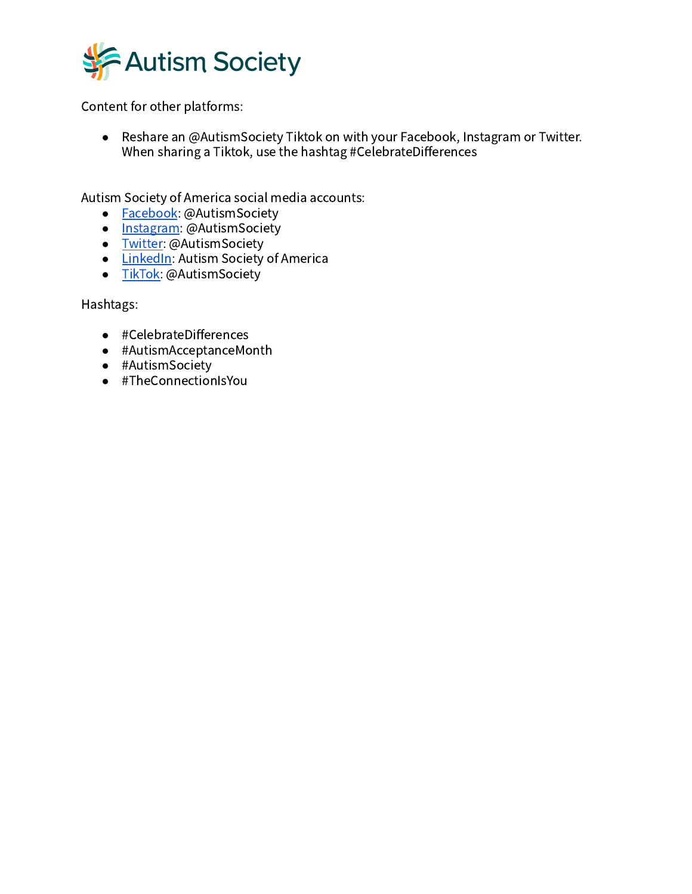Autism Society

Content for other platforms:

- Reshare an @AutismSociety Tiktok on with your Facebook, Instagram or Twitter. When sharing a Tiktok, use the hashtag #CelebrateDifferences

Autism Society of America social media accounts:

- Facebook: @AutismSociety
- Instagram: @AutismSociety
- Twitter: @AutismSociety
- LinkedIn: Autism Society of America
- TikTok: @AutismSociety

Hashtags:

- #CelebrateDifferences
- #AutismAcceptanceMonth
- #AutismSociety
- #TheConnectionIsYou